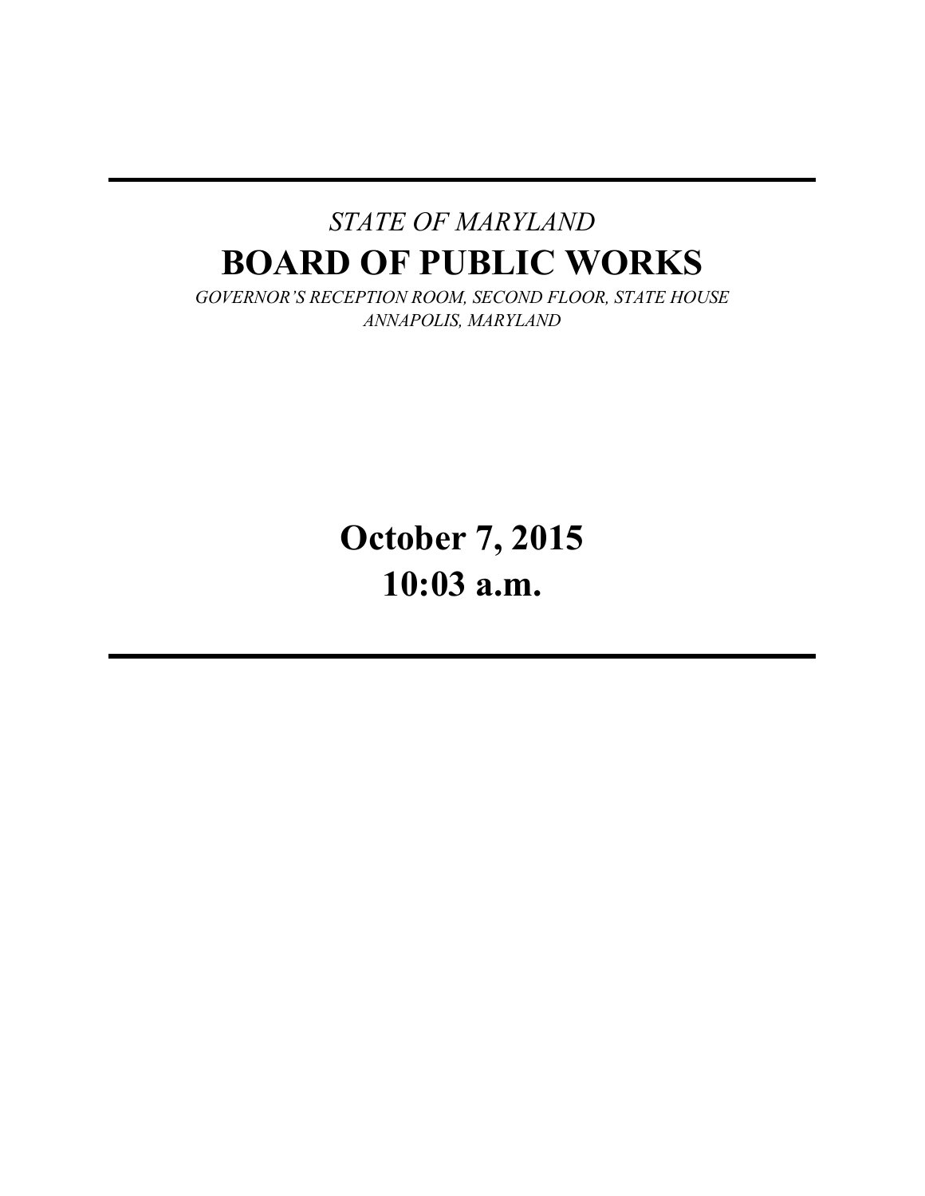*STATE OF MARYLAND*

# BOARD OF PUBLIC WORKS

*GOVERNOR'S RECEPTION ROOM, SECOND FLOOR, STATE HOUSE*
*ANNAPOLIS, MARYLAND*

## October 7, 2015
## 10:03 a.m.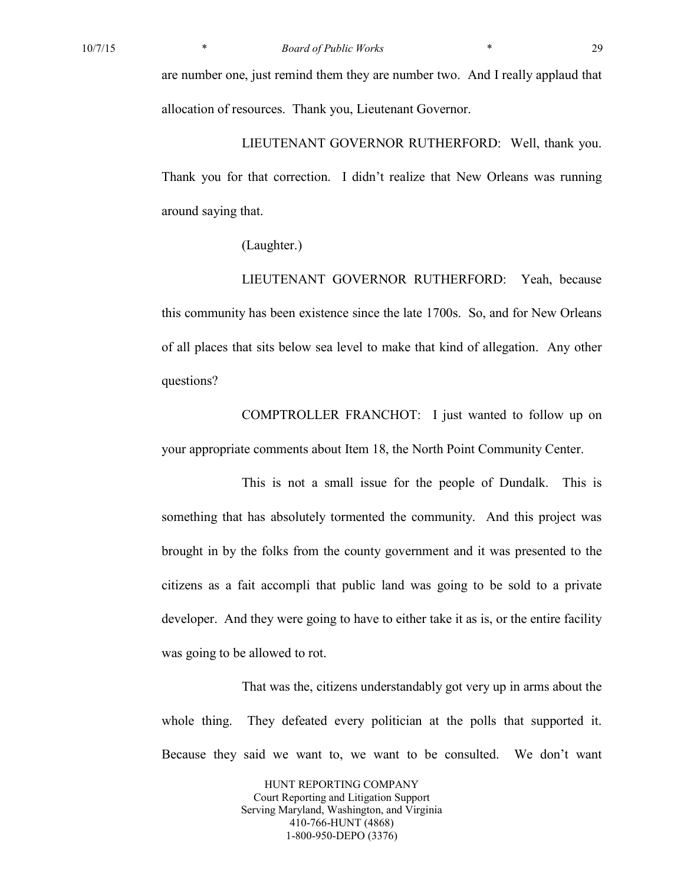are number one, just remind them they are number two. And I really applaud that allocation of resources. Thank you, Lieutenant Governor.

LIEUTENANT GOVERNOR RUTHERFORD: Well, thank you. Thank you for that correction. I didn't realize that New Orleans was running around saying that.

(Laughter.)

LIEUTENANT GOVERNOR RUTHERFORD: Yeah, because this community has been existence since the late 1700s. So, and for New Orleans of all places that sits below sea level to make that kind of allegation. Any other questions?

COMPTROLLER FRANCHOT: I just wanted to follow up on your appropriate comments about Item 18, the North Point Community Center.

This is not a small issue for the people of Dundalk. This is something that has absolutely tormented the community. And this project was brought in by the folks from the county government and it was presented to the citizens as a fait accompli that public land was going to be sold to a private developer. And they were going to have to either take it as is, or the entire facility was going to be allowed to rot.

That was the, citizens understandably got very up in arms about the whole thing. They defeated every politician at the polls that supported it. Because they said we want to, we want to be consulted. We don't want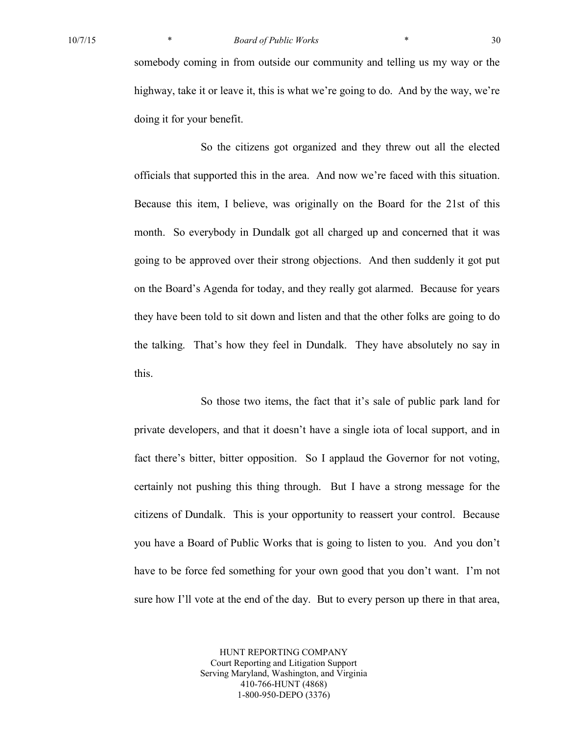somebody coming in from outside our community and telling us my way or the highway, take it or leave it, this is what we're going to do. And by the way, we're doing it for your benefit.

So the citizens got organized and they threw out all the elected officials that supported this in the area. And now we're faced with this situation. Because this item, I believe, was originally on the Board for the 21st of this month. So everybody in Dundalk got all charged up and concerned that it was going to be approved over their strong objections. And then suddenly it got put on the Board's Agenda for today, and they really got alarmed. Because for years they have been told to sit down and listen and that the other folks are going to do the talking. That's how they feel in Dundalk. They have absolutely no say in this.

So those two items, the fact that it's sale of public park land for private developers, and that it doesn't have a single iota of local support, and in fact there's bitter, bitter opposition. So I applaud the Governor for not voting, certainly not pushing this thing through. But I have a strong message for the citizens of Dundalk. This is your opportunity to reassert your control. Because you have a Board of Public Works that is going to listen to you. And you don't have to be force fed something for your own good that you don't want. I'm not sure how I'll vote at the end of the day. But to every person up there in that area,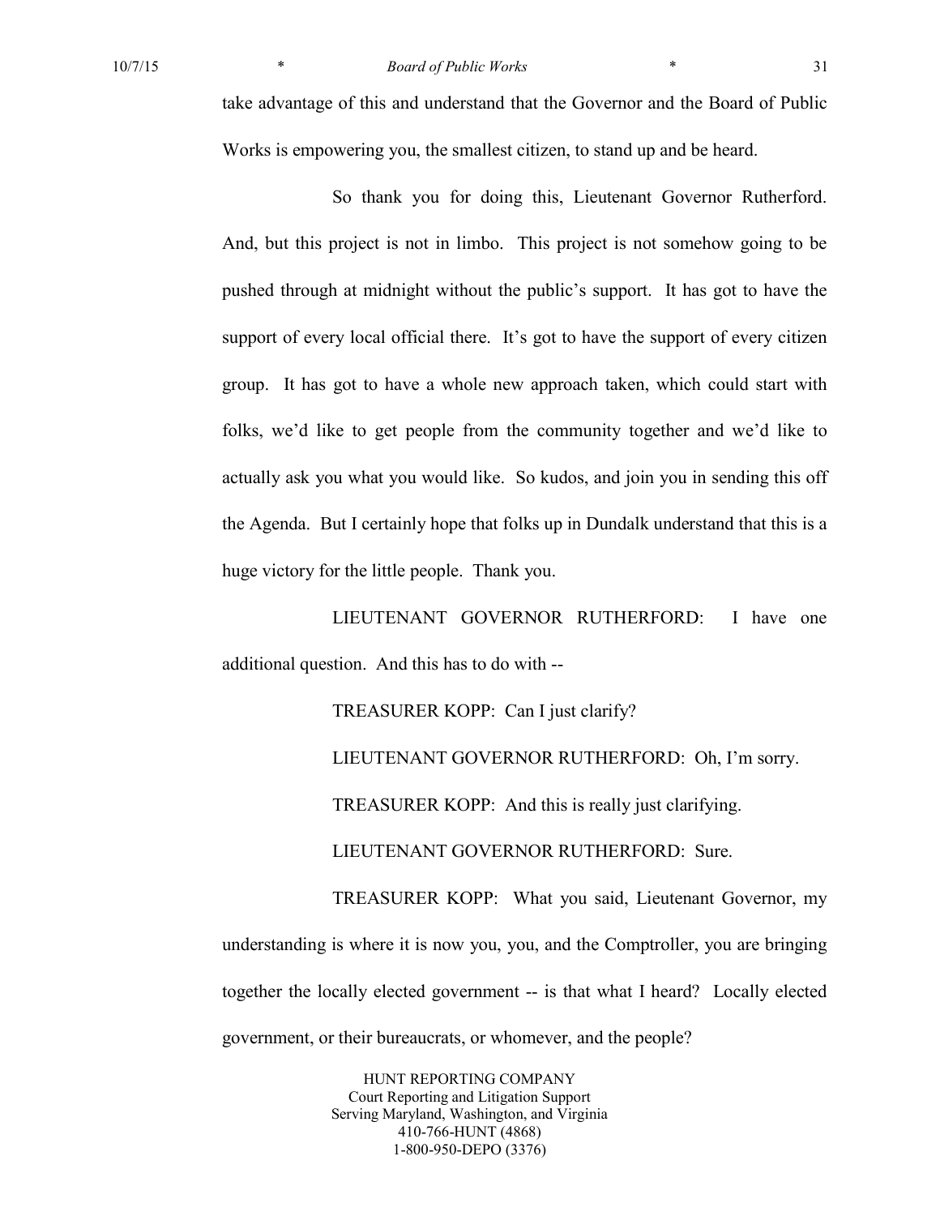take advantage of this and understand that the Governor and the Board of Public Works is empowering you, the smallest citizen, to stand up and be heard.

So thank you for doing this, Lieutenant Governor Rutherford. And, but this project is not in limbo. This project is not somehow going to be pushed through at midnight without the public's support. It has got to have the support of every local official there. It's got to have the support of every citizen group. It has got to have a whole new approach taken, which could start with folks, we'd like to get people from the community together and we'd like to actually ask you what you would like. So kudos, and join you in sending this off the Agenda. But I certainly hope that folks up in Dundalk understand that this is a huge victory for the little people. Thank you.

LIEUTENANT GOVERNOR RUTHERFORD: I have one additional question. And this has to do with --

TREASURER KOPP: Can I just clarify?

LIEUTENANT GOVERNOR RUTHERFORD: Oh, I'm sorry.

TREASURER KOPP: And this is really just clarifying.

LIEUTENANT GOVERNOR RUTHERFORD: Sure.

TREASURER KOPP: What you said, Lieutenant Governor, my understanding is where it is now you, you, and the Comptroller, you are bringing together the locally elected government -- is that what I heard? Locally elected government, or their bureaucrats, or whomever, and the people?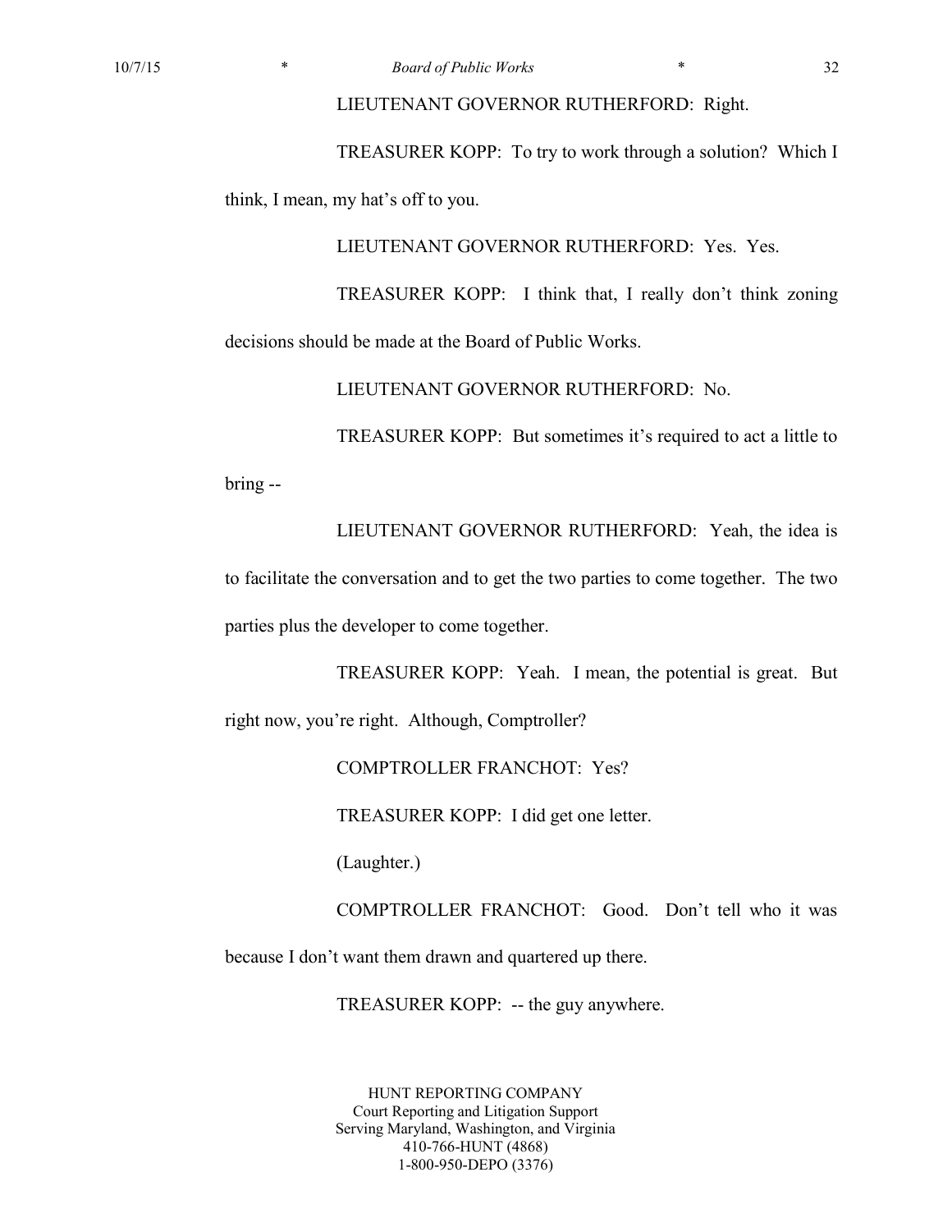LIEUTENANT GOVERNOR RUTHERFORD: Right.

TREASURER KOPP: To try to work through a solution? Which I think, I mean, my hat's off to you.

LIEUTENANT GOVERNOR RUTHERFORD: Yes. Yes.

TREASURER KOPP: I think that, I really don't think zoning decisions should be made at the Board of Public Works.

LIEUTENANT GOVERNOR RUTHERFORD: No.

TREASURER KOPP: But sometimes it's required to act a little to bring --

LIEUTENANT GOVERNOR RUTHERFORD: Yeah, the idea is to facilitate the conversation and to get the two parties to come together. The two parties plus the developer to come together.

TREASURER KOPP: Yeah. I mean, the potential is great. But right now, you're right. Although, Comptroller?

COMPTROLLER FRANCHOT: Yes?

TREASURER KOPP: I did get one letter.

(Laughter.)

COMPTROLLER FRANCHOT: Good. Don't tell who it was because I don't want them drawn and quartered up there.

TREASURER KOPP: -- the guy anywhere.